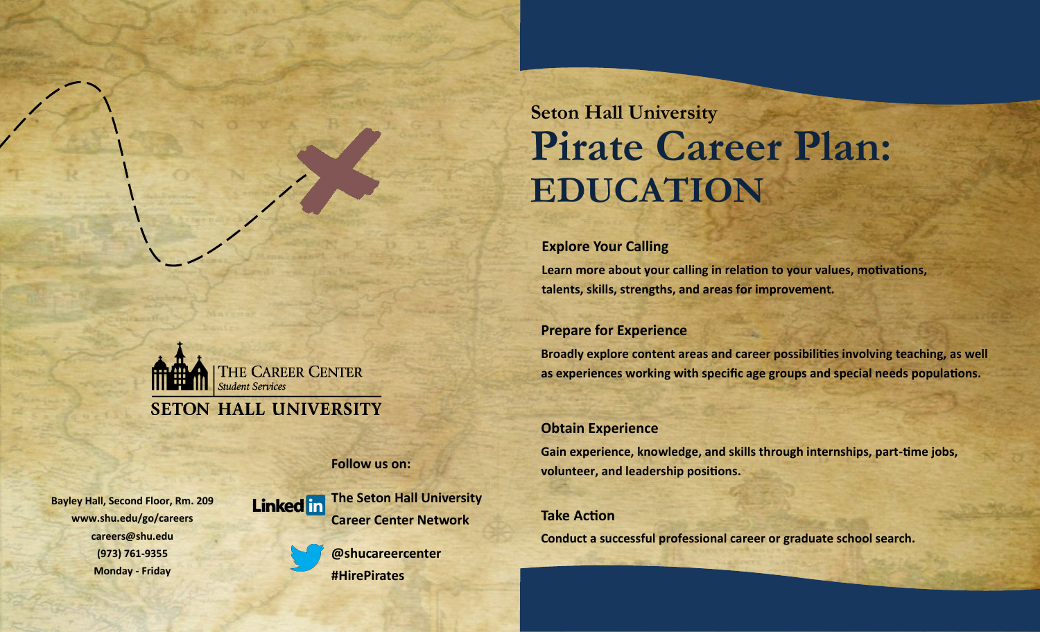THE CAREER CENTER
*Student Services*

SETON HALL UNIVERSITY

Bayley Hall, Second Floor, Rm. 209
www.shu.edu/go/careers
careers@shu.edu
(973) 761-9355
Monday - Friday

**Follow us on:**

LinkedIn: **The Seton Hall University Career Center Network**

Twitter: **@shucareercenter**
**#HirePirates**

## Seton Hall University

# Pirate Career Plan: EDUCATION

### Explore Your Calling

**Learn more about your calling in relation to your values, motivations, talents, skills, strengths, and areas for improvement.**

### Prepare for Experience

**Broadly explore content areas and career possibilities involving teaching, as well as experiences working with specific age groups and special needs populations.**

### Obtain Experience

**Gain experience, knowledge, and skills through internships, part-time jobs, volunteer, and leadership positions.**

### Take Action

**Conduct a successful professional career or graduate school search.**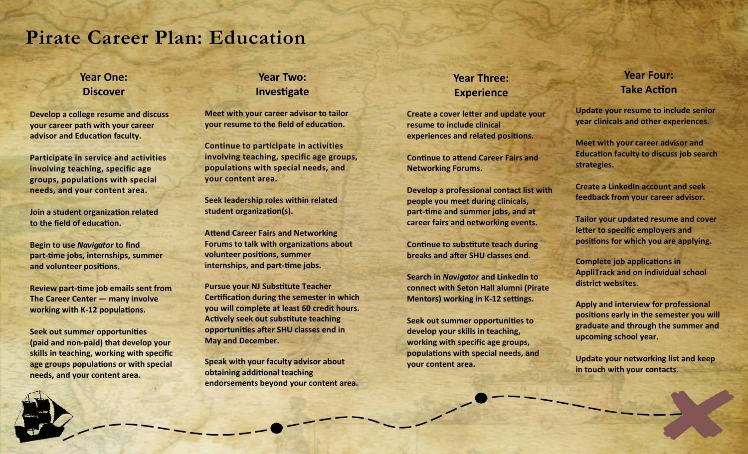# Pirate Career Plan: Education

## Year One: Discover

Develop a college resume and discuss your career path with your career advisor and Education faculty.

Participate in service and activities involving teaching, specific age groups, populations with special needs, and your content area.

Join a student organization related to the field of education.

Begin to use *Navigator* to find part-time jobs, internships, summer and volunteer positions.

Review part-time job emails sent from The Career Center — many involve working with K-12 populations.

Seek out summer opportunities (paid and non-paid) that develop your skills in teaching, working with specific age groups populations or with special needs, and your content area.

## Year Two: Investigate

Meet with your career advisor to tailor your resume to the field of education.

Continue to participate in activities involving teaching, specific age groups, populations with special needs, and your content area.

Seek leadership roles within related student organization(s).

Attend Career Fairs and Networking Forums to talk with organizations about volunteer positions, summer internships, and part-time jobs.

Pursue your NJ Substitute Teacher Certification during the semester in which you will complete at least 60 credit hours. Actively seek out substitute teaching opportunities after SHU classes end in May and December.

Speak with your faculty advisor about obtaining additional teaching endorsements beyond your content area.

## Year Three: Experience

Create a cover letter and update your resume to include clinical experiences and related positions.

Continue to attend Career Fairs and Networking Forums.

Develop a professional contact list with people you meet during clinicals, part-time and summer jobs, and at career fairs and networking events.

Continue to substitute teach during breaks and after SHU classes end.

Search in *Navigator* and LinkedIn to connect with Seton Hall alumni (Pirate Mentors) working in K-12 settings.

Seek out summer opportunities to develop your skills in teaching, working with specific age groups, populations with special needs, and your content area.

## Year Four: Take Action

Update your resume to include senior year clinicals and other experiences.

Meet with your career advisor and Education faculty to discuss job search strategies.

Create a LinkedIn account and seek feedback from your career advisor.

Tailor your updated resume and cover letter to specific employers and positions for which you are applying.

Complete job applications in AppliTrack and on individual school district websites.

Apply and interview for professional positions early in the semester you will graduate and through the summer and upcoming school year.

Update your networking list and keep in touch with your contacts.